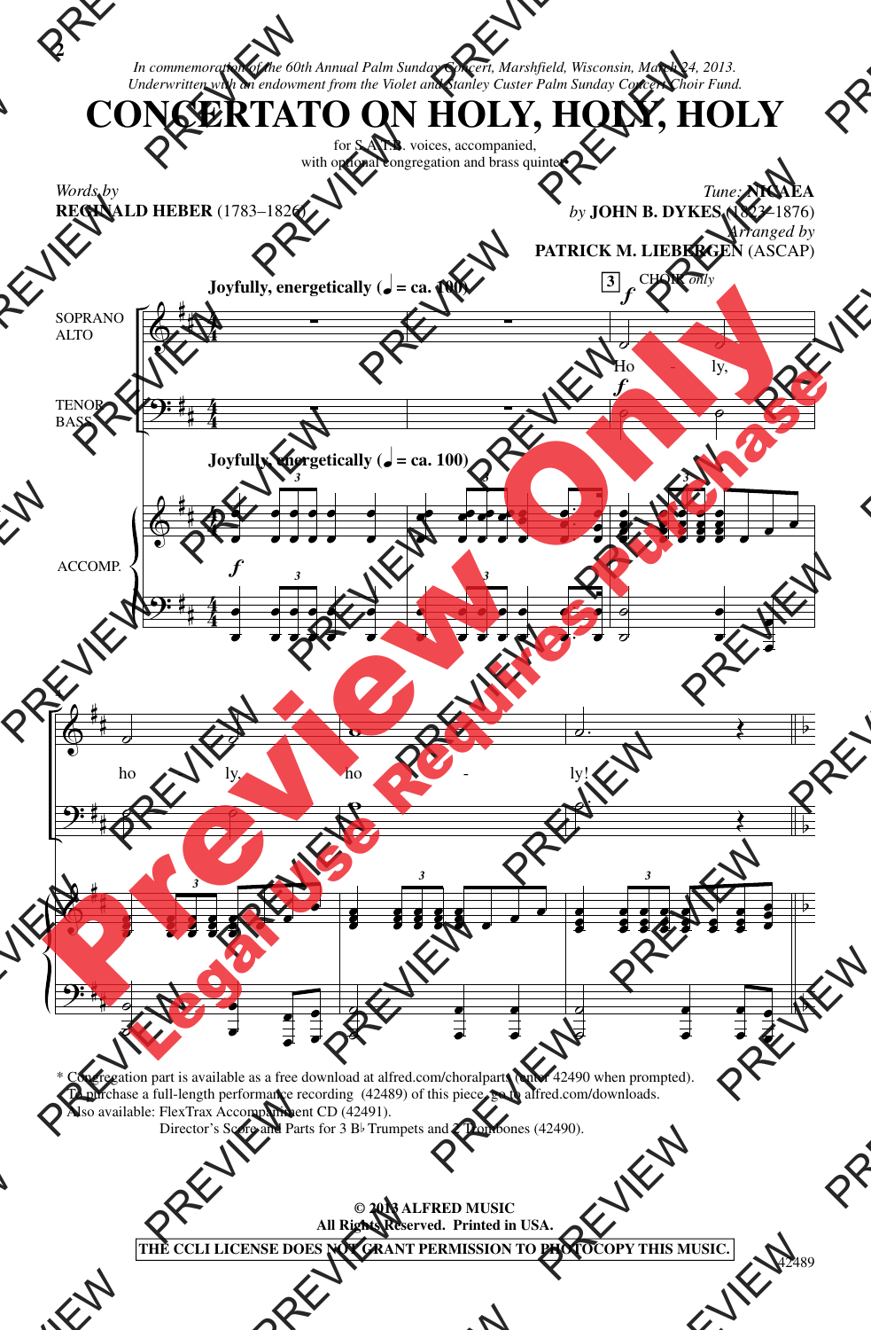*In commemoration of the 60th Annual Palm Sunday Concert, Marshfield, Wisconsin, March 24, 2013.*
*Underwritten with an endowment from the Violet and Stanley Custer Palm Sunday Concert Choir Fund.*

# CONCERTATO ON HOLY, HOLY, HOLY

for S.A.T.B. voices, accompanied,
with optional congregation and brass quintet*

*Words by*
**REGINALD HEBER** (1783–1826)

*Tune:* **NICAEA**
*by* **JOHN B. DYKES** (1823–1876)
*Arranged by*
**PATRICK M. LIEBERGEN** (ASCAP)

**Joyfully, energetically (♩ = ca. 100)**

SOPRANO
ALTO

TENOR
BASS

ACCOMP.

3 CHOIR *only*

Ho - ly, ho ly, ho - ly!

\* Congregation part is available as a free download at alfred.com/choralparts (enter 42490 when prompted).
To purchase a full-length performance recording (42489) of this piece, go to alfred.com/downloads.
Also available: FlexTrax Accompaniment CD (42491).
Director's Score and Parts for 3 B♭ Trumpets and 2 Trombones (42490).

**© 2013 ALFRED MUSIC**
**All Rights Reserved. Printed in USA.**

**THE CCLI LICENSE DOES NOT GRANT PERMISSION TO PHOTOCOPY THIS MUSIC.**

42489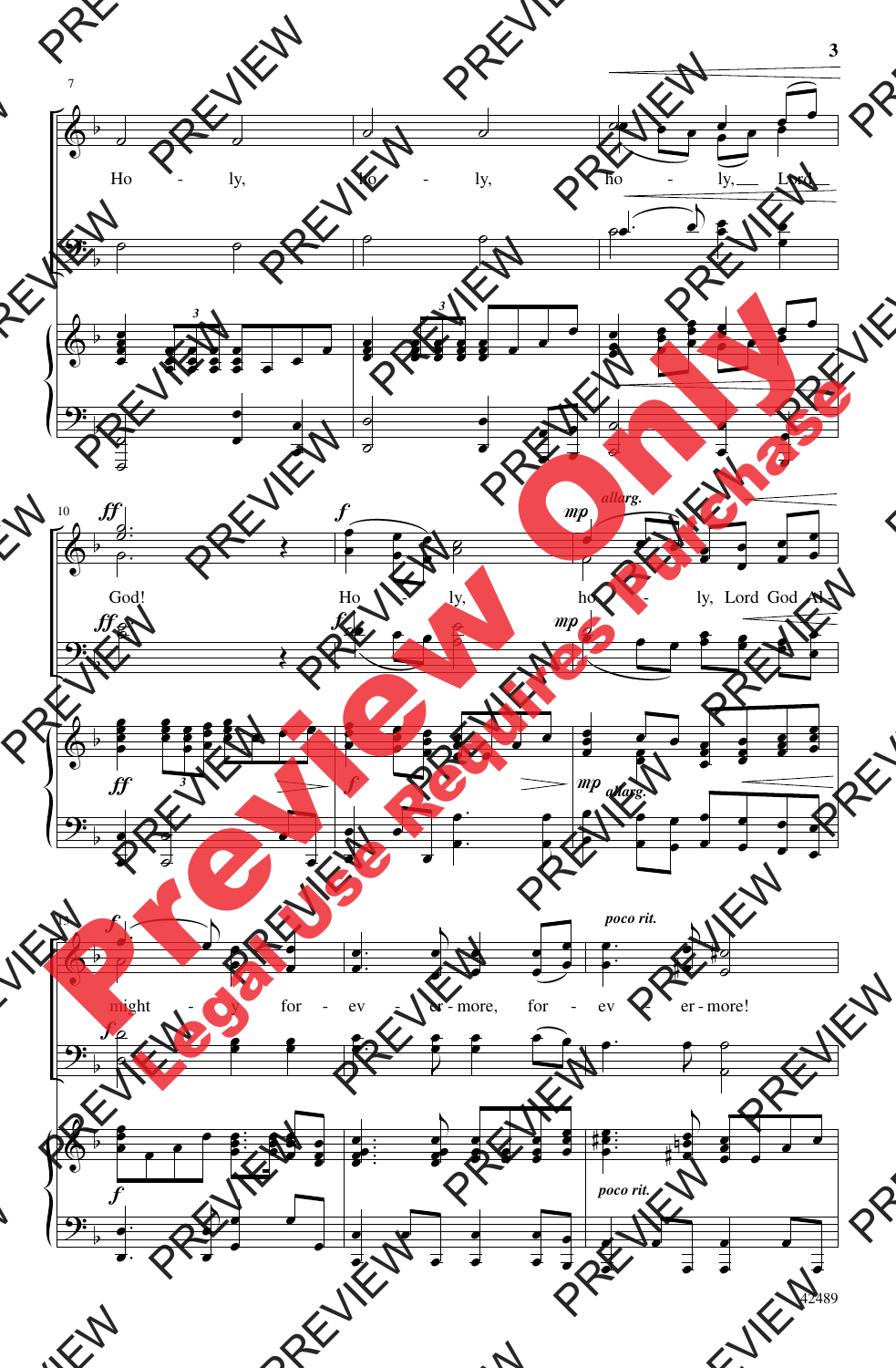Ho - ly, ho - ly, ho - ly, Lord God!

Ho - ly, ho - ly, Lord God Al - might - y for - ev - er - more, for - ev - er - more!

*allarg.*

*poco rit.*

Preview Only

Legal Use Requires Purchase

42489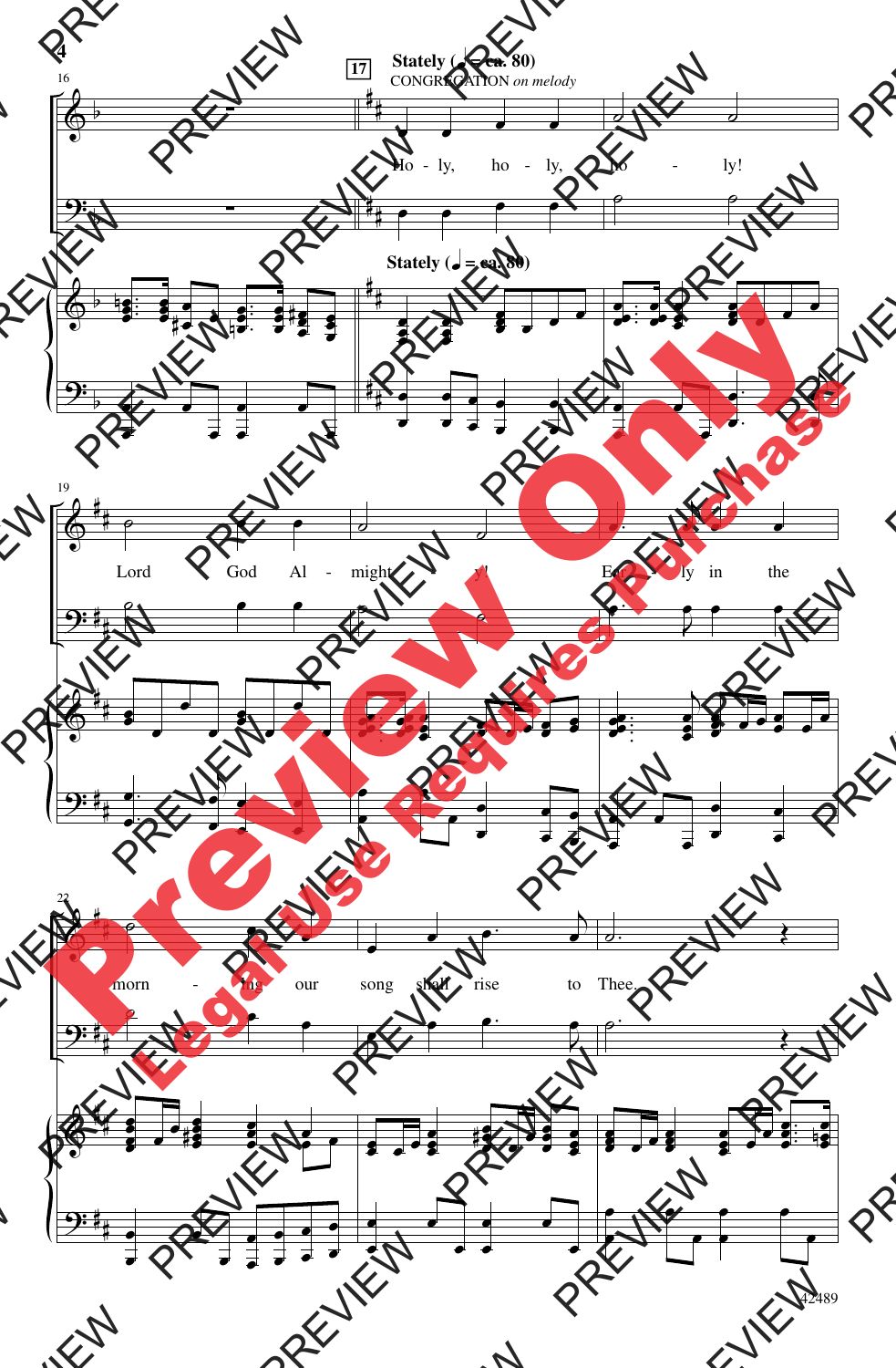**17** **Stately (♩ = ca. 80)**

CONGREGATION *on melody*

Ho - ly, ho - ly, ho - ly! Lord God Al - might - y! Ear - ly in the morn - ing our song shall rise to Thee.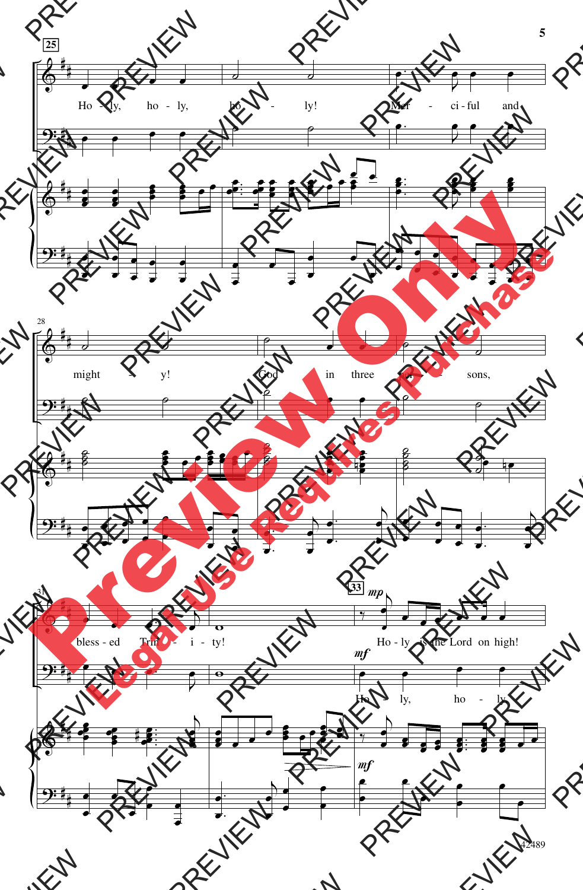Ho - ly, ho - ly, ho - ly! Mer - ci - ful and might - y! God in three per - sons, bless - ed Trin - i - ty!

Ho - ly is the Lord on high!

Ho - ly, ho - ly,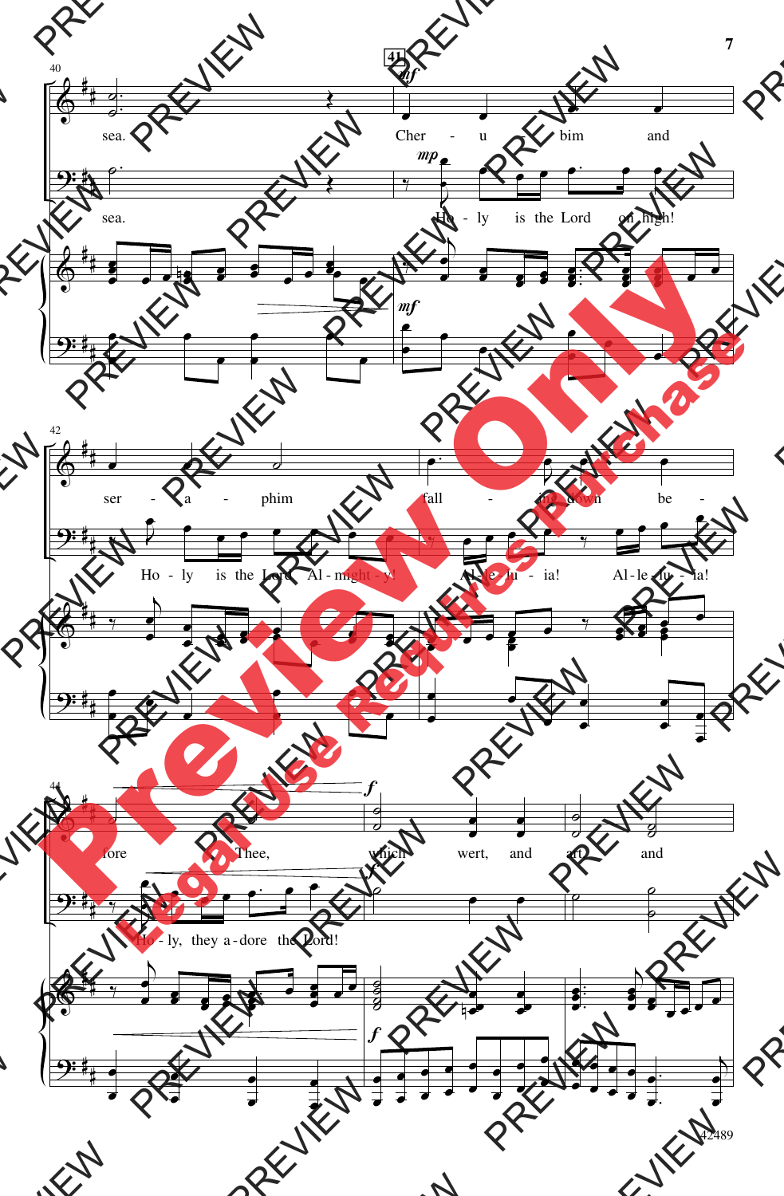sea. Cher - u bim and

sea. Ho - ly is the Lord on high!

ser - a - phim fall - ing down be -

Ho - ly is the Lord Al - might - y! Al - le - lu - ia! Al - le - lu - ia!

fore Thee, which wert, and art, and

Ho - ly, they a - dore the Lord!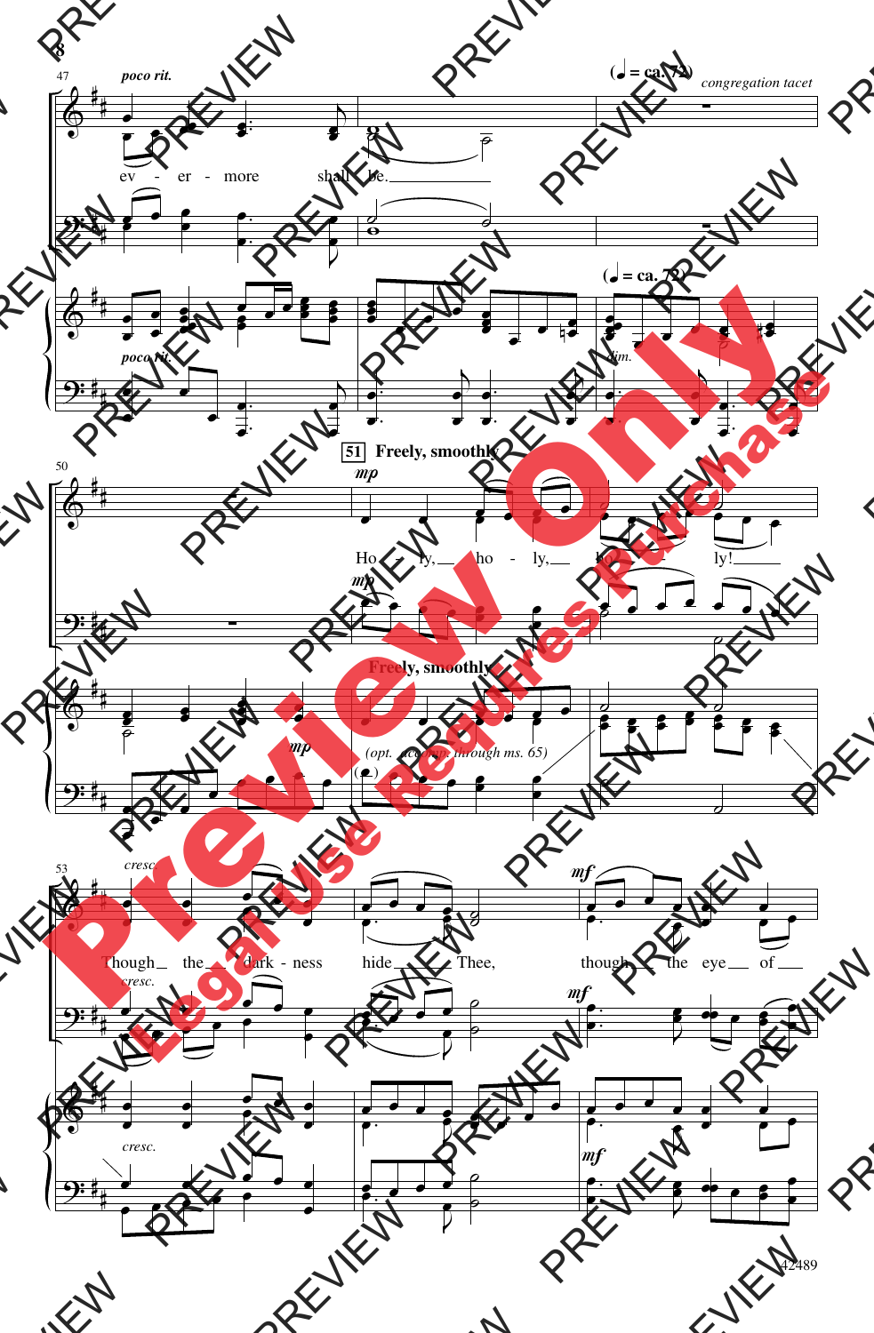poco rit.

(♩ = ca. 72)

*congregation tacet*

ev - er - more shall be.

poco rit.

dim.

**51** **Freely, smoothly**

*mp*

Ho - ly, ho - ly, ho - ly!

Freely, smoothly

(opt. accomp. through ms. 65)

*cresc.*

Though the dark - ness hide Thee, though the eye of

*mf*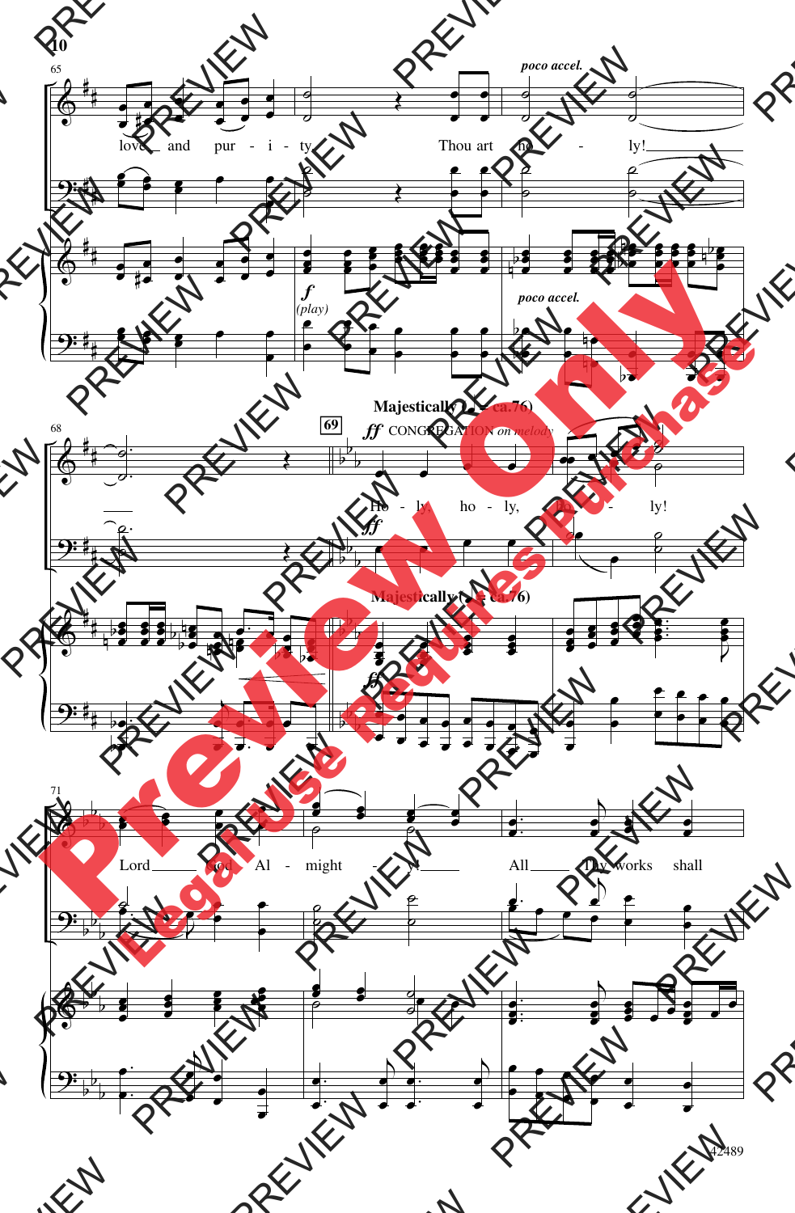poco accel.

love and pur - i - ty. Thou art ho - ly!

*f* (play)

poco accel.

69

Majestically (♩ = ca.76)

*ff* CONGREGATION *on melody*

Ho - ly, ho - ly, ho - ly!

*ff*

Majestically (♩ = ca.76)

*ff*

Lord God Al - might - y! All Thy works shall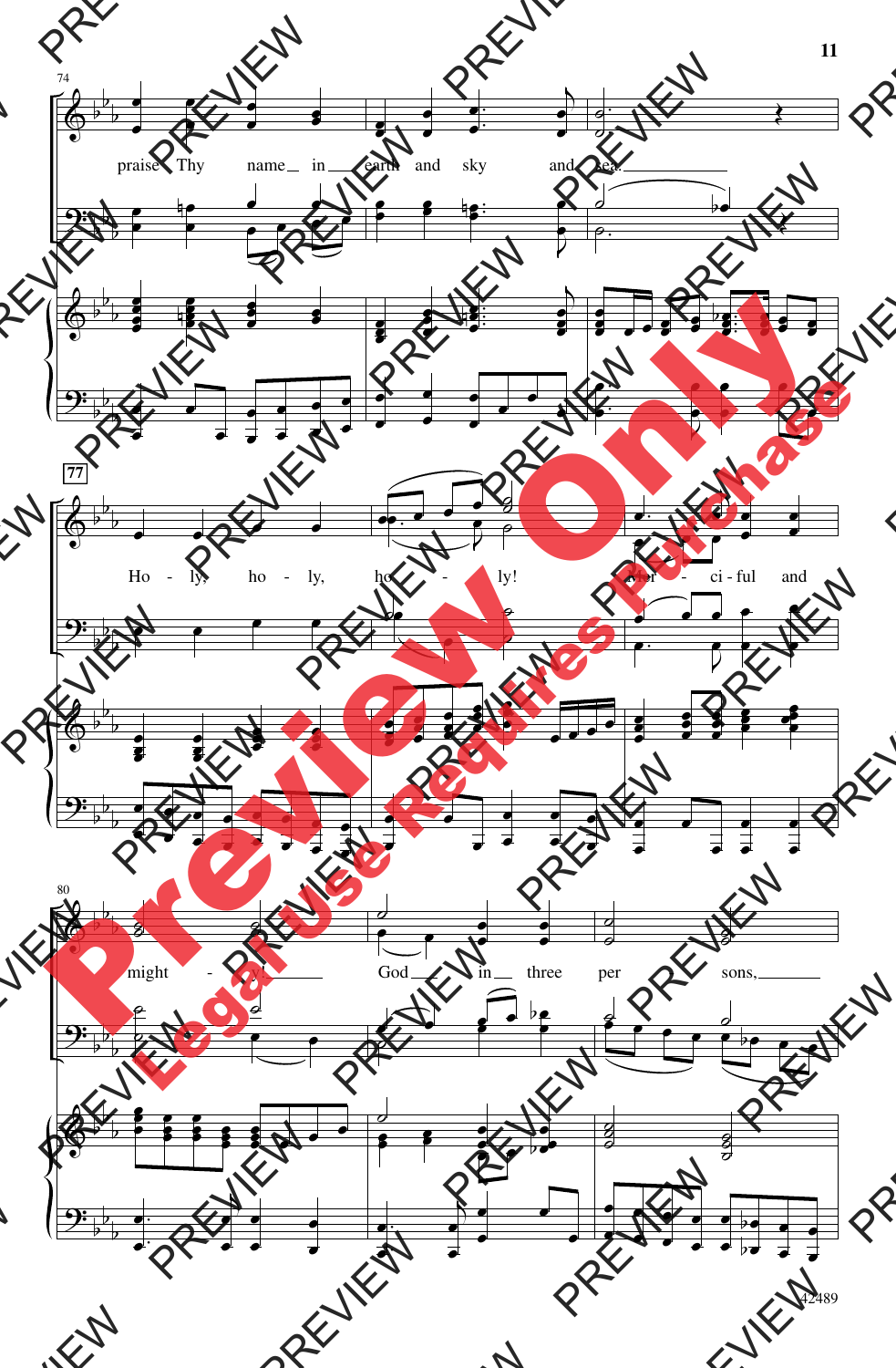praise Thy name in earth and sky and sea.

Ho - ly, ho - ly, ho - ly! Mer - ci - ful and

might - y! God in three per - sons,